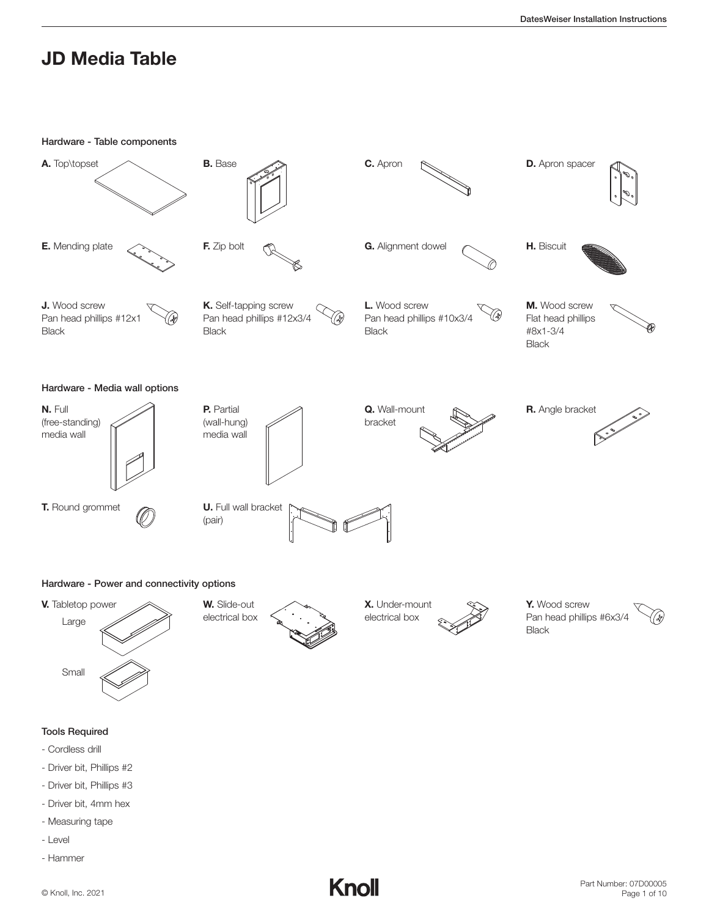# JD Media Table

### Hardware - Table components

**A.** Top\topset

**B.** Base

**C.** Apron

**D.** Apron spacer

**E.** Mending plate

**F.** Zip bolt

**G.** Alignment dowel

**H.** Biscuit

**J.** Wood screw
Pan head phillips #12x1
Black

**K.** Self-tapping screw
Pan head phillips #12x3/4
Black

**L.** Wood screw
Pan head phillips #10x3/4
Black

**M.** Wood screw
Flat head phillips
#8x1-3/4
Black

### Hardware - Media wall options

**N.** Full
(free-standing)
media wall

**P.** Partial
(wall-hung)
media wall

**Q.** Wall-mount
bracket

**R.** Angle bracket

**T.** Round grommet

**U.** Full wall bracket
(pair)

### Hardware - Power and connectivity options

**V.** Tabletop power

Large

Small

**W.** Slide-out
electrical box

**X.** Under-mount
electrical box

**Y.** Wood screw
Pan head phillips #6x3/4
Black

### Tools Required

- Cordless drill
- Driver bit, Phillips #2
- Driver bit, Phillips #3
- Driver bit, 4mm hex
- Measuring tape
- Level
- Hammer

© Knoll, Inc. 2021

Part Number: 07D00005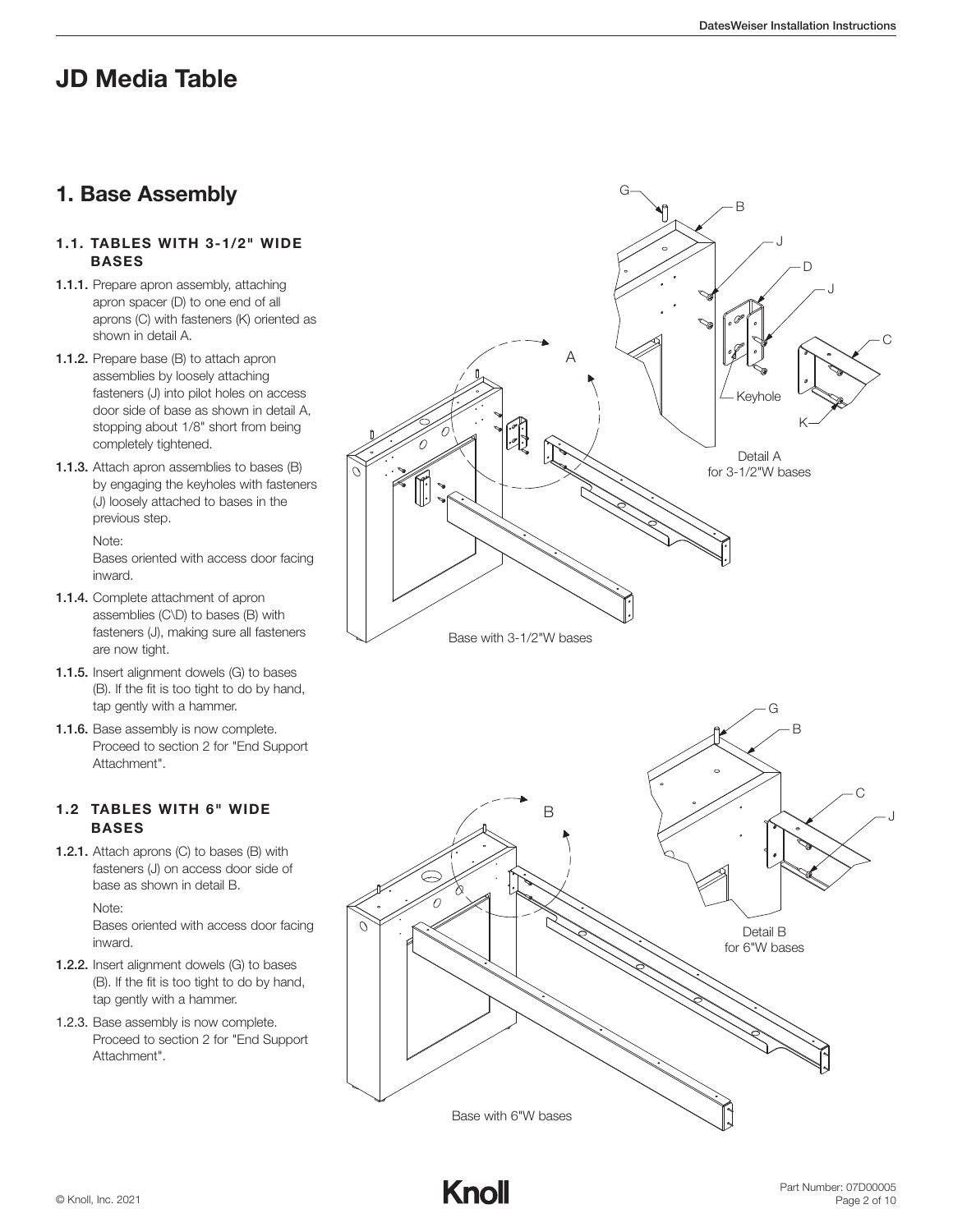# JD Media Table

## 1. Base Assembly

### 1.1. TABLES WITH 3-1/2" WIDE BASES

**1.1.1.** Prepare apron assembly, attaching apron spacer (D) to one end of all aprons (C) with fasteners (K) oriented as shown in detail A.

**1.1.2.** Prepare base (B) to attach apron assemblies by loosely attaching fasteners (J) into pilot holes on access door side of base as shown in detail A, stopping about 1/8" short from being completely tightened.

**1.1.3.** Attach apron assemblies to bases (B) by engaging the keyholes with fasteners (J) loosely attached to bases in the previous step.

Note:
Bases oriented with access door facing inward.

**1.1.4.** Complete attachment of apron assemblies (C\D) to bases (B) with fasteners (J), making sure all fasteners are now tight.

**1.1.5.** Insert alignment dowels (G) to bases (B). If the fit is too tight to do by hand, tap gently with a hammer.

**1.1.6.** Base assembly is now complete. Proceed to section 2 for "End Support Attachment".

G, B, J, D, J, C, A, Keyhole, K

Detail A
for 3-1/2"W bases

Base with 3-1/2"W bases

### 1.2 TABLES WITH 6" WIDE BASES

**1.2.1.** Attach aprons (C) to bases (B) with fasteners (J) on access door side of base as shown in detail B.

Note:
Bases oriented with access door facing inward.

**1.2.2.** Insert alignment dowels (G) to bases (B). If the fit is too tight to do by hand, tap gently with a hammer.

1.2.3. Base assembly is now complete. Proceed to section 2 for "End Support Attachment".

G, B, C, J, B

Detail B
for 6"W bases

Base with 6"W bases

Part Number: 07D00005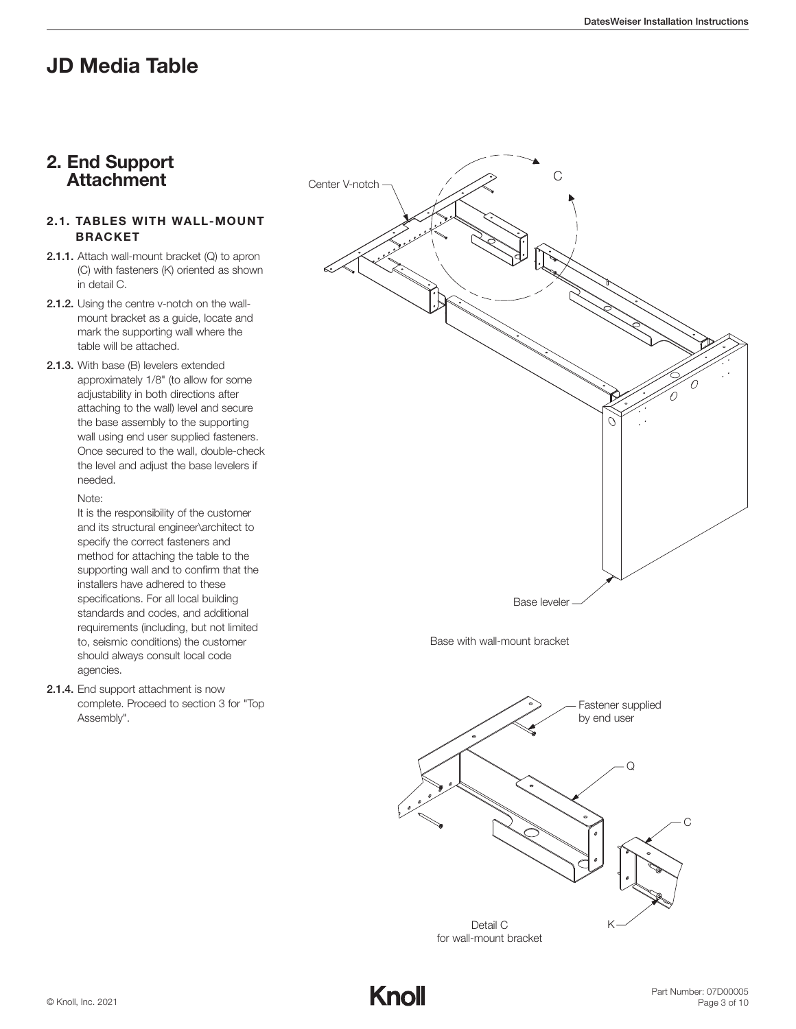# JD Media Table

## 2. End Support Attachment

### 2.1. TABLES WITH WALL-MOUNT BRACKET

**2.1.1.** Attach wall-mount bracket (Q) to apron (C) with fasteners (K) oriented as shown in detail C.

**2.1.2.** Using the centre v-notch on the wall-mount bracket as a guide, locate and mark the supporting wall where the table will be attached.

**2.1.3.** With base (B) levelers extended approximately 1/8" (to allow for some adjustability in both directions after attaching to the wall) level and secure the base assembly to the supporting wall using end user supplied fasteners. Once secured to the wall, double-check the level and adjust the base levelers if needed.

Note:
It is the responsibility of the customer and its structural engineer\architect to specify the correct fasteners and method for attaching the table to the supporting wall and to confirm that the installers have adhered to these specifications. For all local building standards and codes, and additional requirements (including, but not limited to, seismic conditions) the customer should always consult local code agencies.

**2.1.4.** End support attachment is now complete. Proceed to section 3 for "Top Assembly".

Center V-notch

C

Base leveler

Base with wall-mount bracket

Fastener supplied by end user

Q

C

K

Detail C
for wall-mount bracket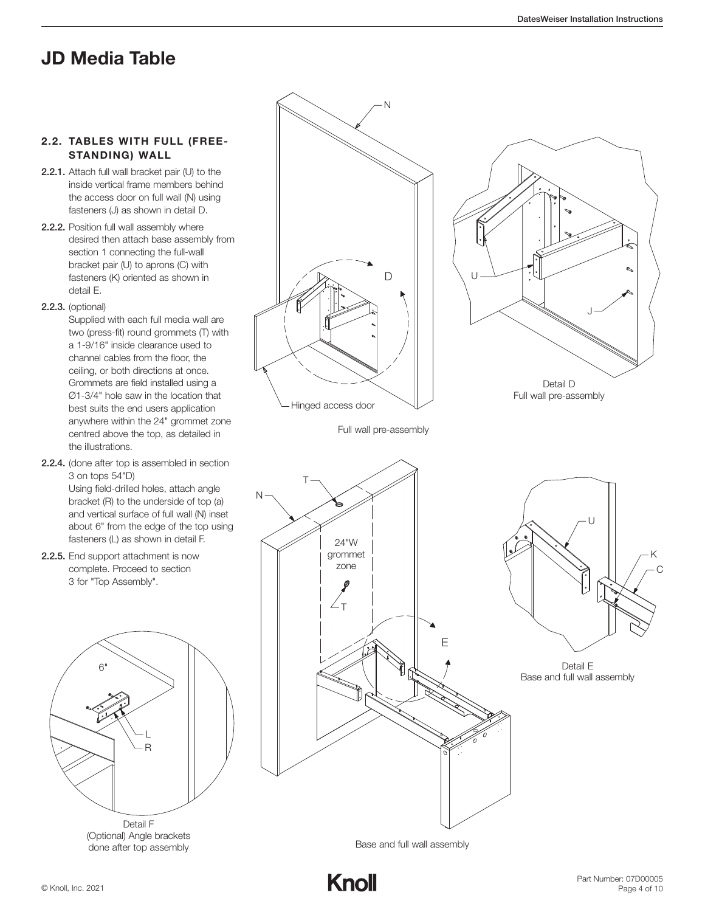# JD Media Table

## 2.2. TABLES WITH FULL (FREE-STANDING) WALL

**2.2.1.** Attach full wall bracket pair (U) to the inside vertical frame members behind the access door on full wall (N) using fasteners (J) as shown in detail D.

**2.2.2.** Position full wall assembly where desired then attach base assembly from section 1 connecting the full-wall bracket pair (U) to aprons (C) with fasteners (K) oriented as shown in detail E.

**2.2.3.** (optional)
Supplied with each full media wall are two (press-fit) round grommets (T) with a 1-9/16" inside clearance used to channel cables from the floor, the ceiling, or both directions at once. Grommets are field installed using a Ø1-3/4" hole saw in the location that best suits the end users application anywhere within the 24" grommet zone centred above the top, as detailed in the illustrations.

**2.2.4.** (done after top is assembled in section 3 on tops 54"D)
Using field-drilled holes, attach angle bracket (R) to the underside of top (a) and vertical surface of full wall (N) inset about 6" from the edge of the top using fasteners (L) as shown in detail F.

**2.2.5.** End support attachment is now complete. Proceed to section 3 for "Top Assembly".

Hinged access door

Full wall pre-assembly

Detail D
Full wall pre-assembly

24"W grommet zone

Detail E
Base and full wall assembly

Detail F
(Optional) Angle brackets done after top assembly

Base and full wall assembly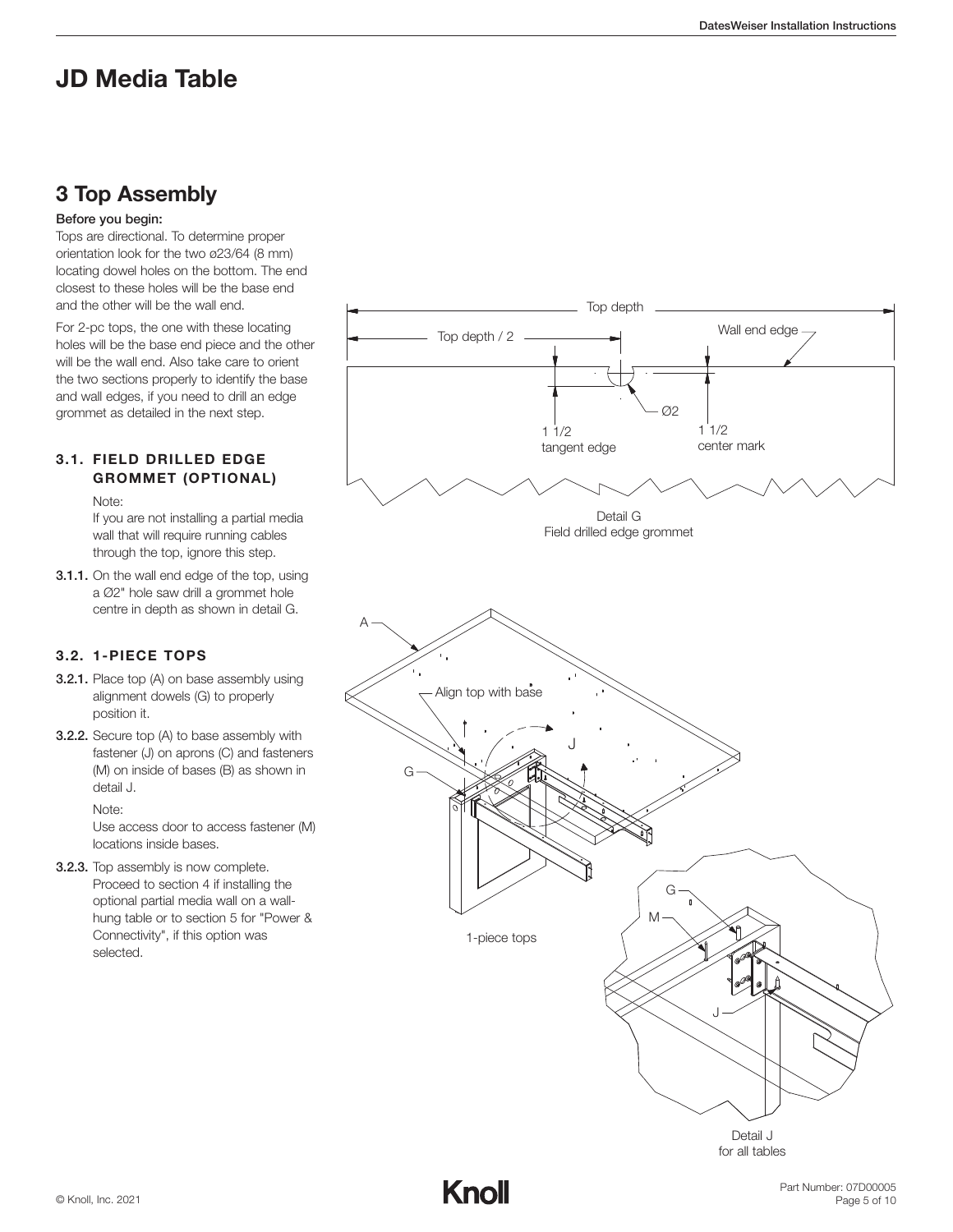# JD Media Table

## 3 Top Assembly

**Before you begin:**

Tops are directional. To determine proper orientation look for the two ø23/64 (8 mm) locating dowel holes on the bottom. The end closest to these holes will be the base end and the other will be the wall end.

For 2-pc tops, the one with these locating holes will be the base end piece and the other will be the wall end. Also take care to orient the two sections properly to identify the base and wall edges, if you need to drill an edge grommet as detailed in the next step.

### 3.1. FIELD DRILLED EDGE GROMMET (OPTIONAL)

Note:
If you are not installing a partial media wall that will require running cables through the top, ignore this step.

**3.1.1.** On the wall end edge of the top, using a Ø2" hole saw drill a grommet hole centre in depth as shown in detail G.

Top depth

Top depth / 2

Wall end edge

Ø2

1 1/2 tangent edge

1 1/2 center mark

Detail G
Field drilled edge grommet

### 3.2. 1-PIECE TOPS

**3.2.1.** Place top (A) on base assembly using alignment dowels (G) to properly position it.

**3.2.2.** Secure top (A) to base assembly with fastener (J) on aprons (C) and fasteners (M) on inside of bases (B) as shown in detail J.

Note:
Use access door to access fastener (M) locations inside bases.

**3.2.3.** Top assembly is now complete. Proceed to section 4 if installing the optional partial media wall on a wall-hung table or to section 5 for "Power & Connectivity", if this option was selected.

A

Align top with base

J

G

1-piece tops

G

M

J

Detail J
for all tables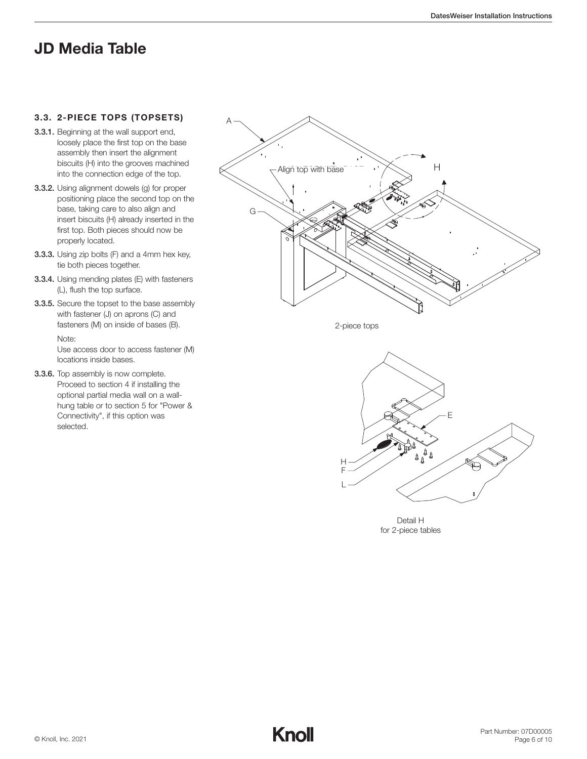# JD Media Table

### 3.3. 2-PIECE TOPS (TOPSETS)

**3.3.1.** Beginning at the wall support end, loosely place the first top on the base assembly then insert the alignment biscuits (H) into the grooves machined into the connection edge of the top.

**3.3.2.** Using alignment dowels (g) for proper positioning place the second top on the base, taking care to also align and insert biscuits (H) already inserted in the first top. Both pieces should now be properly located.

**3.3.3.** Using zip bolts (F) and a 4mm hex key, tie both pieces together.

**3.3.4.** Using mending plates (E) with fasteners (L), flush the top surface.

**3.3.5.** Secure the topset to the base assembly with fastener (J) on aprons (C) and fasteners (M) on inside of bases (B).

Note:
Use access door to access fastener (M) locations inside bases.

**3.3.6.** Top assembly is now complete. Proceed to section 4 if installing the optional partial media wall on a wall-hung table or to section 5 for "Power & Connectivity", if this option was selected.

A
Align top with base
H
G

2-piece tops

E
H
F
L

Detail H
for 2-piece tables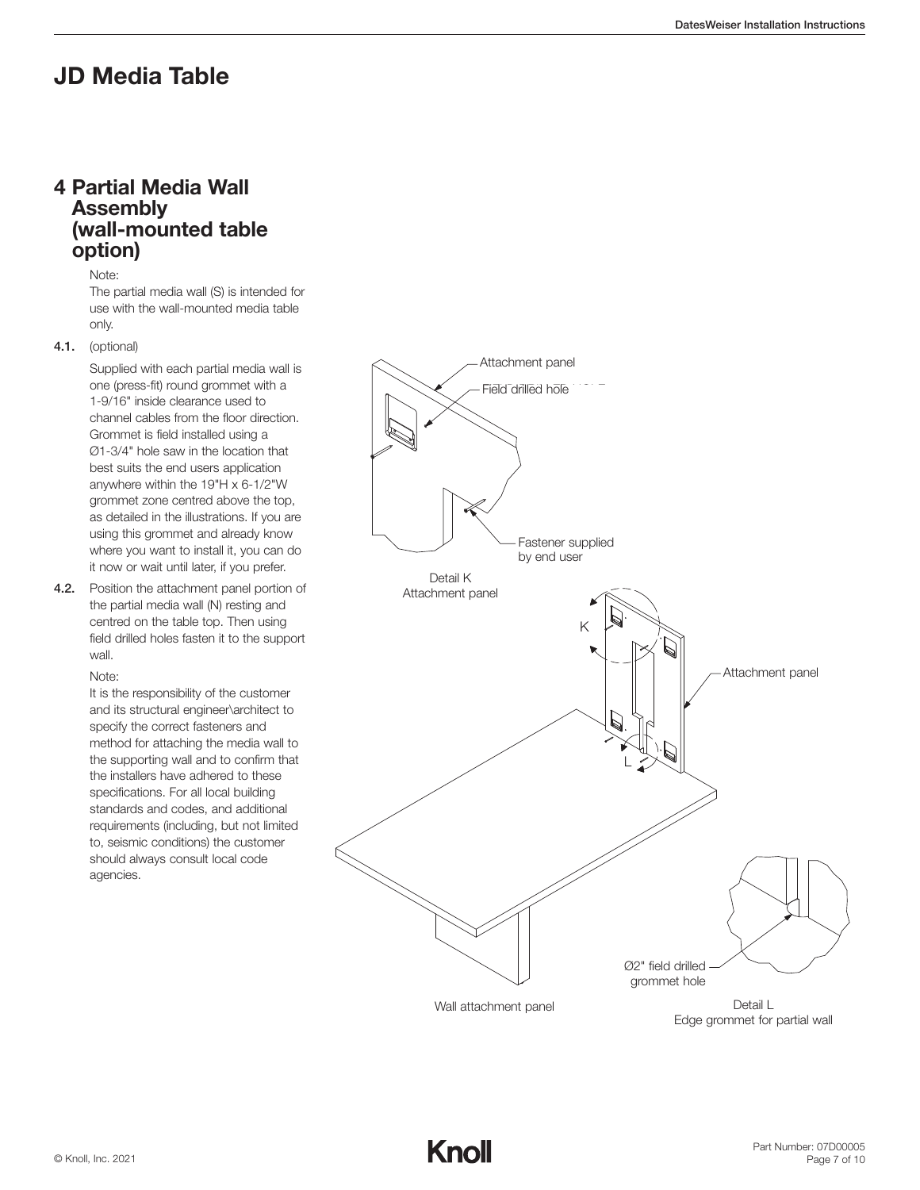# JD Media Table

## 4 Partial Media Wall Assembly (wall-mounted table option)

Note:
The partial media wall (S) is intended for use with the wall-mounted media table only.

**4.1.** (optional)

Supplied with each partial media wall is one (press-fit) round grommet with a 1-9/16" inside clearance used to channel cables from the floor direction. Grommet is field installed using a Ø1-3/4" hole saw in the location that best suits the end users application anywhere within the 19"H x 6-1/2"W grommet zone centred above the top, as detailed in the illustrations. If you are using this grommet and already know where you want to install it, you can do it now or wait until later, if you prefer.

**4.2.** Position the attachment panel portion of the partial media wall (N) resting and centred on the table top. Then using field drilled holes fasten it to the support wall.

Note:
It is the responsibility of the customer and its structural engineer\architect to specify the correct fasteners and method for attaching the media wall to the supporting wall and to confirm that the installers have adhered to these specifications. For all local building standards and codes, and additional requirements (including, but not limited to, seismic conditions) the customer should always consult local code agencies.

Attachment panel
Field drilled hole
Fastener supplied by end user

Detail K
Attachment panel

K
Attachment panel
L

Ø2" field drilled grommet hole

Wall attachment panel

Detail L
Edge grommet for partial wall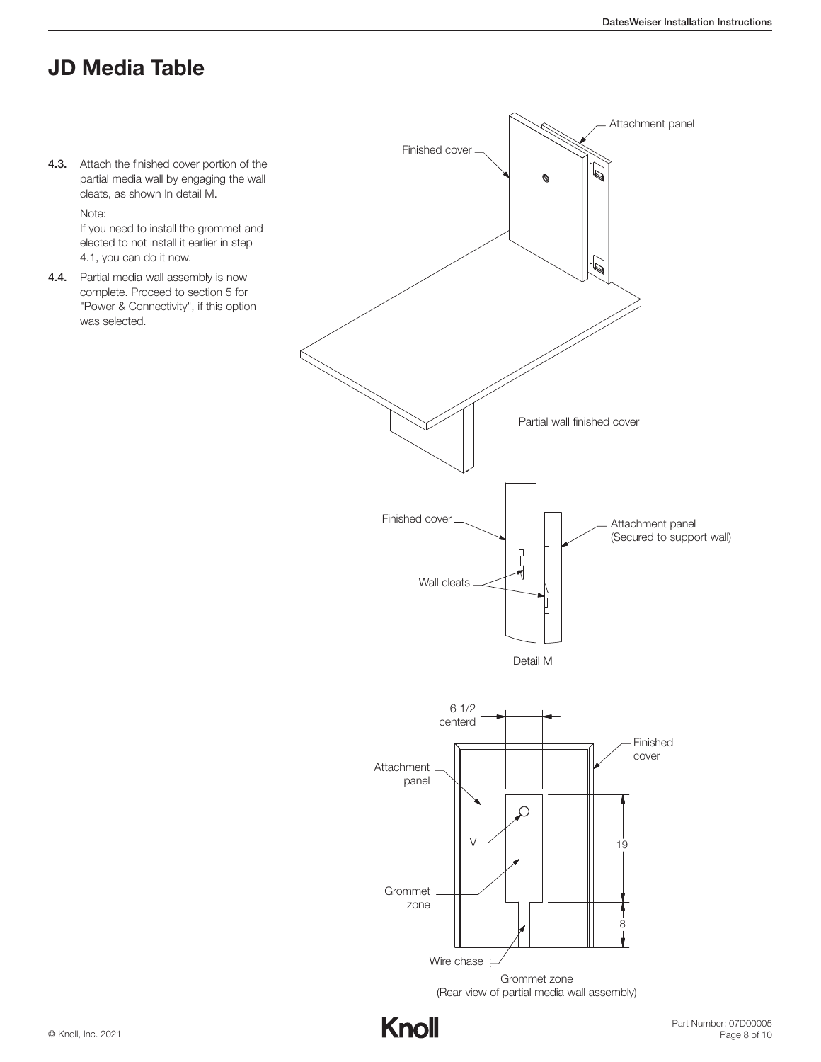# JD Media Table

**4.3.** Attach the finished cover portion of the partial media wall by engaging the wall cleats, as shown In detail M.

Note:
If you need to install the grommet and elected to not install it earlier in step 4.1, you can do it now.

**4.4.** Partial media wall assembly is now complete. Proceed to section 5 for "Power & Connectivity", if this option was selected.

Finished cover

Attachment panel

Partial wall finished cover

Finished cover

Attachment panel (Secured to support wall)

Wall cleats

Detail M

6 1/2 centerd

Attachment panel

Finished cover

V

19

Grommet zone

8

Wire chase

Grommet zone
(Rear view of partial media wall assembly)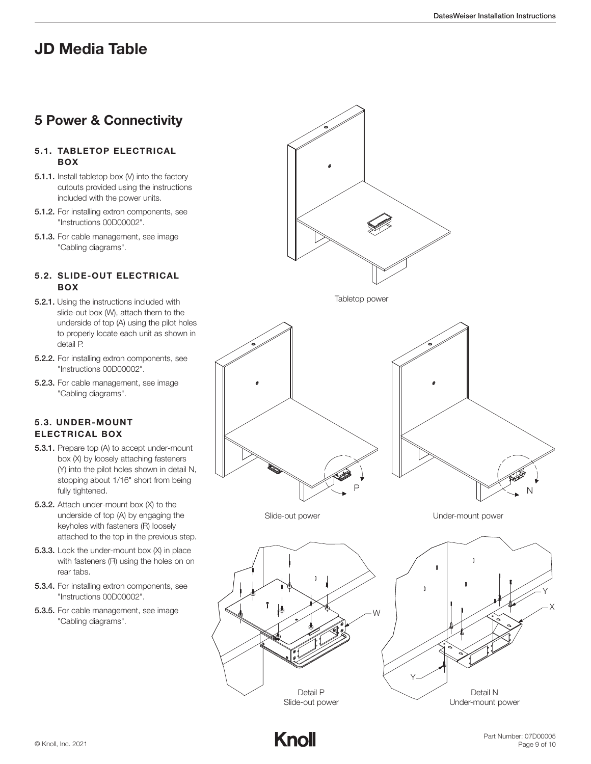# JD Media Table

## 5 Power & Connectivity

### 5.1. TABLETOP ELECTRICAL BOX

**5.1.1.** Install tabletop box (V) into the factory cutouts provided using the instructions included with the power units.

**5.1.2.** For installing extron components, see "Instructions 00D00002".

**5.1.3.** For cable management, see image "Cabling diagrams".

### 5.2. SLIDE-OUT ELECTRICAL BOX

**5.2.1.** Using the instructions included with slide-out box (W), attach them to the underside of top (A) using the pilot holes to properly locate each unit as shown in detail P.

**5.2.2.** For installing extron components, see "Instructions 00D00002".

**5.2.3.** For cable management, see image "Cabling diagrams".

### 5.3. UNDER-MOUNT ELECTRICAL BOX

**5.3.1.** Prepare top (A) to accept under-mount box (X) by loosely attaching fasteners (Y) into the pilot holes shown in detail N, stopping about 1/16" short from being fully tightened.

**5.3.2.** Attach under-mount box (X) to the underside of top (A) by engaging the keyholes with fasteners (R) loosely attached to the top in the previous step.

**5.3.3.** Lock the under-mount box (X) in place with fasteners (R) using the holes on on rear tabs.

**5.3.4.** For installing extron components, see "Instructions 00D00002".

**5.3.5.** For cable management, see image "Cabling diagrams".

Tabletop power

Slide-out power

Under-mount power

Detail P
Slide-out power

Detail N
Under-mount power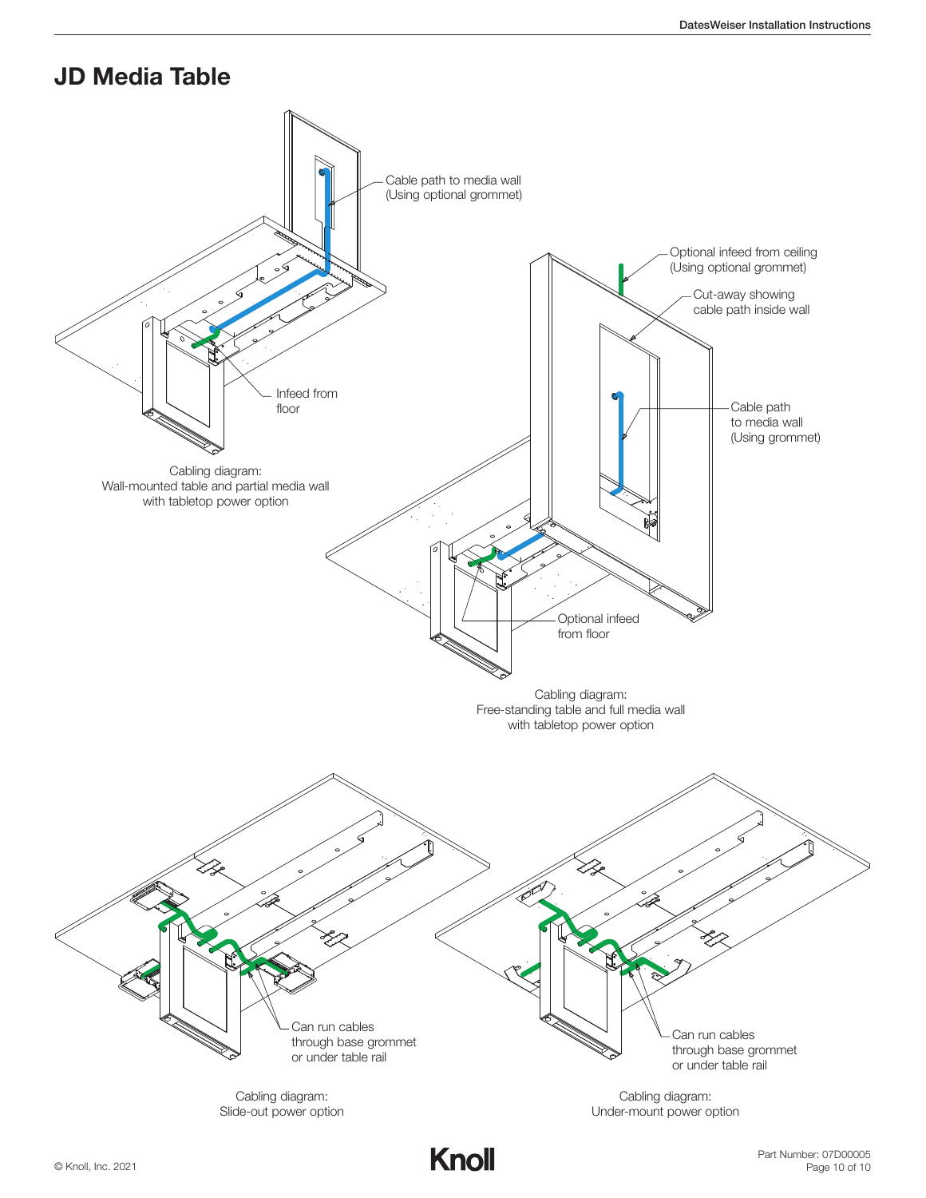# JD Media Table

Cable path to media wall
(Using optional grommet)

Infeed from
floor

Cabling diagram:
Wall-mounted table and partial media wall
with tabletop power option

Optional infeed from ceiling
(Using optional grommet)

Cut-away showing
cable path inside wall

Cable path
to media wall
(Using grommet)

Optional infeed
from floor

Cabling diagram:
Free-standing table and full media wall
with tabletop power option

Can run cables
through base grommet
or under table rail

Cabling diagram:
Slide-out power option

Can run cables
through base grommet
or under table rail

Cabling diagram:
Under-mount power option